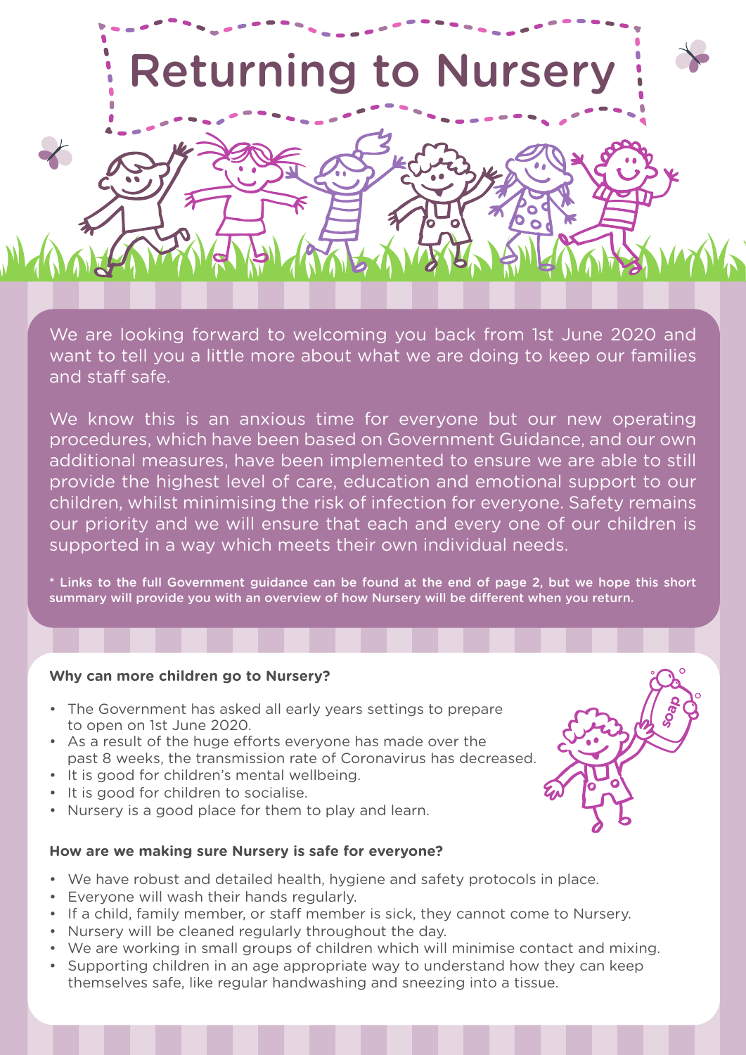# Returning to Nursery

We are looking forward to welcoming you back from 1st June 2020 and want to tell you a little more about what we are doing to keep our families and staff safe.

We know this is an anxious time for everyone but our new operating procedures, which have been based on Government Guidance, and our own additional measures, have been implemented to ensure we are able to still provide the highest level of care, education and emotional support to our children, whilst minimising the risk of infection for everyone. Safety remains our priority and we will ensure that each and every one of our children is supported in a way which meets their own individual needs.

**\* Links to the full Government guidance can be found at the end of page 2, but we hope this short summary will provide you with an overview of how Nursery will be different when you return.**

**Why can more children go to Nursery?**

- The Government has asked all early years settings to prepare to open on 1st June 2020.
- As a result of the huge efforts everyone has made over the past 8 weeks, the transmission rate of Coronavirus has decreased.
- It is good for children's mental wellbeing.
- It is good for children to socialise.
- Nursery is a good place for them to play and learn.

**How are we making sure Nursery is safe for everyone?**

- We have robust and detailed health, hygiene and safety protocols in place.
- Everyone will wash their hands regularly.
- If a child, family member, or staff member is sick, they cannot come to Nursery.
- Nursery will be cleaned regularly throughout the day.
- We are working in small groups of children which will minimise contact and mixing.
- Supporting children in an age appropriate way to understand how they can keep themselves safe, like regular handwashing and sneezing into a tissue.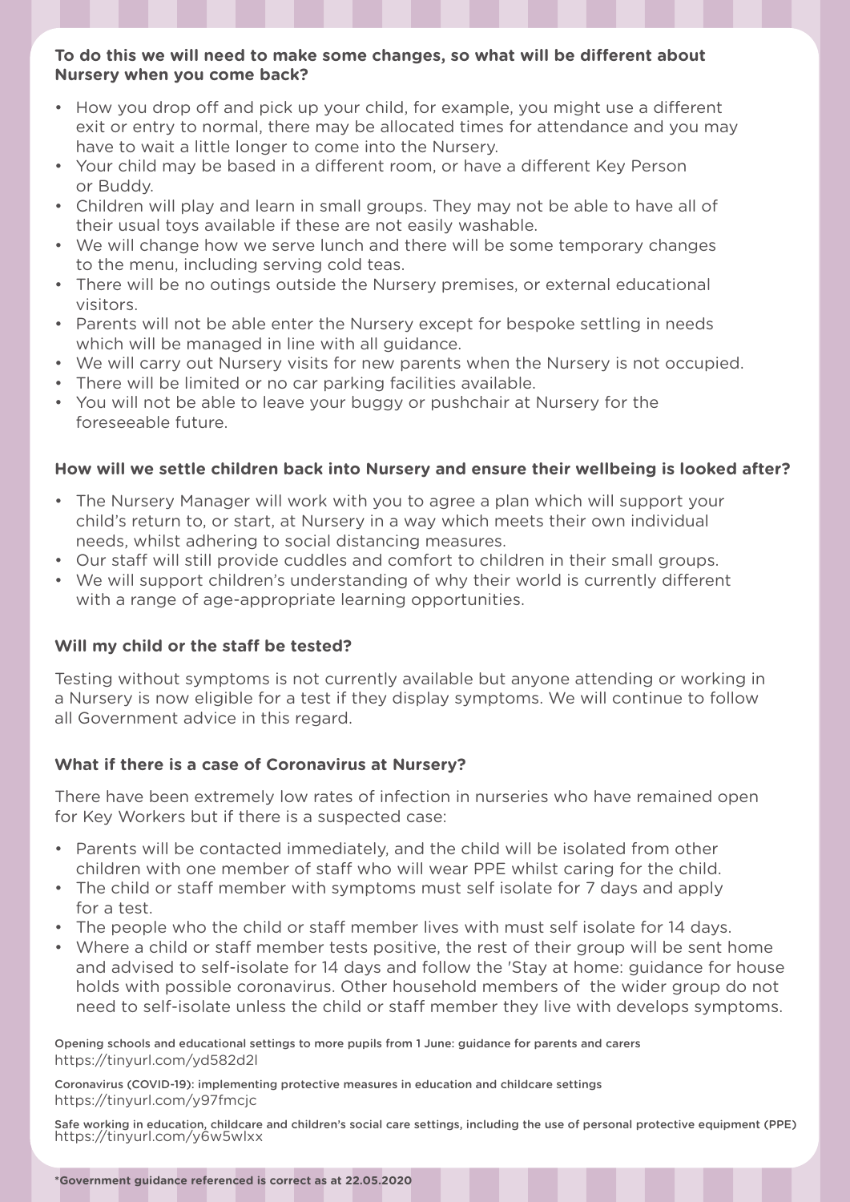**To do this we will need to make some changes, so what will be different about Nursery when you come back?**

- How you drop off and pick up your child, for example, you might use a different exit or entry to normal, there may be allocated times for attendance and you may have to wait a little longer to come into the Nursery.
- Your child may be based in a different room, or have a different Key Person or Buddy.
- Children will play and learn in small groups. They may not be able to have all of their usual toys available if these are not easily washable.
- We will change how we serve lunch and there will be some temporary changes to the menu, including serving cold teas.
- There will be no outings outside the Nursery premises, or external educational visitors.
- Parents will not be able enter the Nursery except for bespoke settling in needs which will be managed in line with all guidance.
- We will carry out Nursery visits for new parents when the Nursery is not occupied.
- There will be limited or no car parking facilities available.
- You will not be able to leave your buggy or pushchair at Nursery for the foreseeable future.

**How will we settle children back into Nursery and ensure their wellbeing is looked after?**

- The Nursery Manager will work with you to agree a plan which will support your child's return to, or start, at Nursery in a way which meets their own individual needs, whilst adhering to social distancing measures.
- Our staff will still provide cuddles and comfort to children in their small groups.
- We will support children's understanding of why their world is currently different with a range of age-appropriate learning opportunities.

**Will my child or the staff be tested?**

Testing without symptoms is not currently available but anyone attending or working in a Nursery is now eligible for a test if they display symptoms. We will continue to follow all Government advice in this regard.

**What if there is a case of Coronavirus at Nursery?**

There have been extremely low rates of infection in nurseries who have remained open for Key Workers but if there is a suspected case:

- Parents will be contacted immediately, and the child will be isolated from other children with one member of staff who will wear PPE whilst caring for the child.
- The child or staff member with symptoms must self isolate for 7 days and apply for a test.
- The people who the child or staff member lives with must self isolate for 14 days.
- Where a child or staff member tests positive, the rest of their group will be sent home and advised to self-isolate for 14 days and follow the 'Stay at home: guidance for house holds with possible coronavirus. Other household members of the wider group do not need to self-isolate unless the child or staff member they live with develops symptoms.

Opening schools and educational settings to more pupils from 1 June: guidance for parents and carers
https://tinyurl.com/yd582d2l

Coronavirus (COVID-19): implementing protective measures in education and childcare settings
https://tinyurl.com/y97fmcjc

Safe working in education, childcare and children's social care settings, including the use of personal protective equipment (PPE)
https://tinyurl.com/y6w5wlxx

**\*Government guidance referenced is correct as at 22.05.2020**